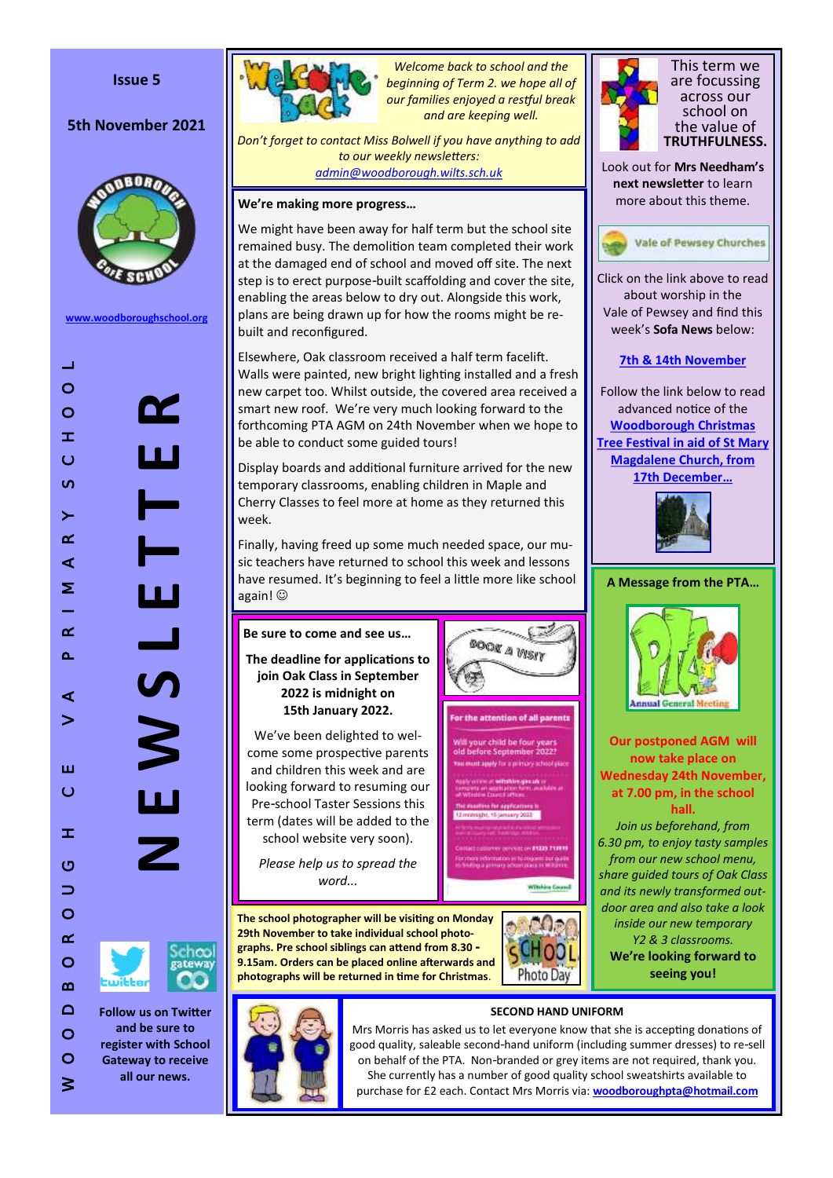Issue 5

5th November 2021

www.woodboroughschool.org

# NEWSLETTER

WOODBOROUGH CE VA PRIMARY SCHOOL

*Welcome back to school and the beginning of Term 2. we hope all of our families enjoyed a restful break and are keeping well.*

*Don't forget to contact Miss Bolwell if you have anything to add to our weekly newsletters:* *admin@woodborough.wilts.sch.uk*

## We're making more progress…

We might have been away for half term but the school site remained busy. The demolition team completed their work at the damaged end of school and moved off site. The next step is to erect purpose-built scaffolding and cover the site, enabling the areas below to dry out. Alongside this work, plans are being drawn up for how the rooms might be re-built and reconfigured.

Elsewhere, Oak classroom received a half term facelift. Walls were painted, new bright lighting installed and a fresh new carpet too. Whilst outside, the covered area received a smart new roof. We're very much looking forward to the forthcoming PTA AGM on 24th November when we hope to be able to conduct some guided tours!

Display boards and additional furniture arrived for the new temporary classrooms, enabling children in Maple and Cherry Classes to feel more at home as they returned this week.

Finally, having freed up some much needed space, our music teachers have returned to school this week and lessons have resumed. It's beginning to feel a little more like school again! ☺

## Be sure to come and see us…

**The deadline for applications to join Oak Class in September 2022 is midnight on 15th January 2022.**

We've been delighted to welcome some prospective parents and children this week and are looking forward to resuming our Pre-school Taster Sessions this term (dates will be added to the school website very soon).

*Please help us to spread the word...*

**The school photographer will be visiting on Monday 29th November to take individual school photographs. Pre school siblings can attend from 8.30 - 9.15am. Orders can be placed online afterwards and photographs will be returned in time for Christmas.**

This term we are focussing across our school on the value of **TRUTHFULNESS.**

Look out for **Mrs Needham's next newsletter** to learn more about this theme.

Vale of Pewsey Churches

Click on the link above to read about worship in the Vale of Pewsey and find this week's **Sofa News** below:

**7th & 14th November**

Follow the link below to read advanced notice of the **Woodborough Christmas Tree Festival in aid of St Mary Magdalene Church, from 17th December…**

## A Message from the PTA…

**Our postponed AGM will now take place on Wednesday 24th November, at 7.00 pm, in the school hall.**

*Join us beforehand, from 6.30 pm, to enjoy tasty samples from our new school menu, share guided tours of Oak Class and its newly transformed outdoor area and also take a look inside our new temporary Y2 & 3 classrooms.*

**We're looking forward to seeing you!**

## SECOND HAND UNIFORM

Mrs Morris has asked us to let everyone know that she is accepting donations of good quality, saleable second-hand uniform (including summer dresses) to re-sell on behalf of the PTA. Non-branded or grey items are not required, thank you. She currently has a number of good quality school sweatshirts available to purchase for £2 each. Contact Mrs Morris via: **woodboroughpta@hotmail.com**

**Follow us on Twitter and be sure to register with School Gateway to receive all our news.**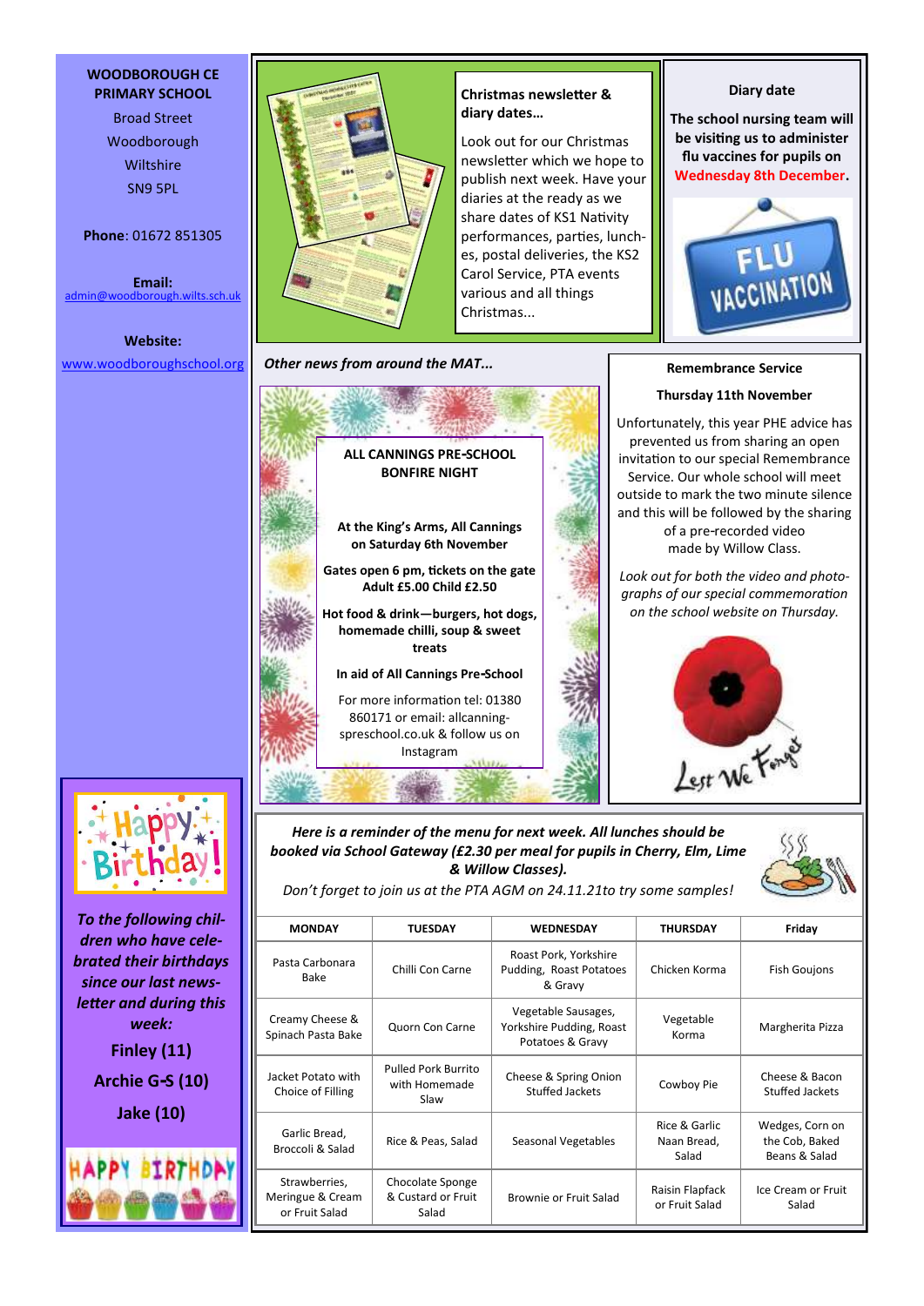**WOODBOROUGH CE PRIMARY SCHOOL**

Broad Street
Woodborough
Wiltshire
SN9 5PL

**Phone**: 01672 851305

**Email:**
admin@woodborough.wilts.sch.uk

**Website:**
www.woodboroughschool.org

### Christmas newsletter & diary dates…

Look out for our Christmas newsletter which we hope to publish next week. Have your diaries at the ready as we share dates of KS1 Nativity performances, parties, lunches, postal deliveries, the KS2 Carol Service, PTA events various and all things Christmas...

### Diary date

**The school nursing team will be visiting us to administer flu vaccines for pupils on Wednesday 8th December.**

*Other news from around the MAT...*

**ALL CANNINGS PRE-SCHOOL BONFIRE NIGHT**

**At the King's Arms, All Cannings on Saturday 6th November**

**Gates open 6 pm, tickets on the gate Adult £5.00 Child £2.50**

**Hot food & drink—burgers, hot dogs, homemade chilli, soup & sweet treats**

**In aid of All Cannings Pre-School**

For more information tel: 01380 860171 or email: allcanning-spreschool.co.uk & follow us on Instagram

### Remembrance Service

**Thursday 11th November**

Unfortunately, this year PHE advice has prevented us from sharing an open invitation to our special Remembrance Service. Our whole school will meet outside to mark the two minute silence and this will be followed by the sharing of a pre-recorded video made by Willow Class.

*Look out for both the video and photographs of our special commemoration on the school website on Thursday.*

Lest We Forget

*To the following children who have celebrated their birthdays since our last newsletter and during this week:*

**Finley (11)**

**Archie G-S (10)**

**Jake (10)**

***Here is a reminder of the menu for next week. All lunches should be booked via School Gateway (£2.30 per meal for pupils in Cherry, Elm, Lime & Willow Classes).***

*Don't forget to join us at the PTA AGM on 24.11.21to try some samples!*

| MONDAY | TUESDAY | WEDNESDAY | THURSDAY | Friday |
|---|---|---|---|---|
| Pasta Carbonara Bake | Chilli Con Carne | Roast Pork, Yorkshire Pudding, Roast Potatoes & Gravy | Chicken Korma | Fish Goujons |
| Creamy Cheese & Spinach Pasta Bake | Quorn Con Carne | Vegetable Sausages, Yorkshire Pudding, Roast Potatoes & Gravy | Vegetable Korma | Margherita Pizza |
| Jacket Potato with Choice of Filling | Pulled Pork Burrito with Homemade Slaw | Cheese & Spring Onion Stuffed Jackets | Cowboy Pie | Cheese & Bacon Stuffed Jackets |
| Garlic Bread, Broccoli & Salad | Rice & Peas, Salad | Seasonal Vegetables | Rice & Garlic Naan Bread, Salad | Wedges, Corn on the Cob, Baked Beans & Salad |
| Strawberries, Meringue & Cream or Fruit Salad | Chocolate Sponge & Custard or Fruit Salad | Brownie or Fruit Salad | Raisin Flapfack or Fruit Salad | Ice Cream or Fruit Salad |